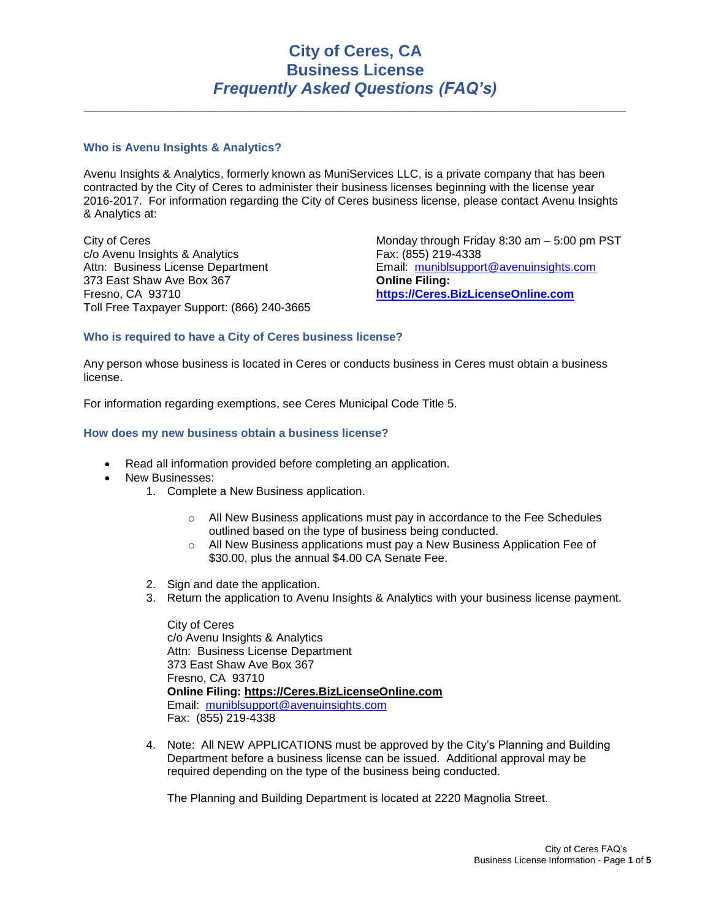# City of Ceres, CA
# Business License
# *Frequently Asked Questions (FAQ's)*

---

### Who is Avenu Insights & Analytics?

Avenu Insights & Analytics, formerly known as MuniServices LLC, is a private company that has been contracted by the City of Ceres to administer their business licenses beginning with the license year 2016-2017. For information regarding the City of Ceres business license, please contact Avenu Insights & Analytics at:

City of Ceres
c/o Avenu Insights & Analytics
Attn: Business License Department
373 East Shaw Ave Box 367
Fresno, CA 93710
Toll Free Taxpayer Support: (866) 240-3665

Monday through Friday 8:30 am – 5:00 pm PST
Fax: (855) 219-4338
Email: muniblsupport@avenuinsights.com
**Online Filing:**
**https://Ceres.BizLicenseOnline.com**

### Who is required to have a City of Ceres business license?

Any person whose business is located in Ceres or conducts business in Ceres must obtain a business license.

For information regarding exemptions, see Ceres Municipal Code Title 5.

### How does my new business obtain a business license?

- Read all information provided before completing an application.
- New Businesses:
  1. Complete a New Business application.
     - All New Business applications must pay in accordance to the Fee Schedules outlined based on the type of business being conducted.
     - All New Business applications must pay a New Business Application Fee of $30.00, plus the annual $4.00 CA Senate Fee.
  2. Sign and date the application.
  3. Return the application to Avenu Insights & Analytics with your business license payment.

     City of Ceres
     c/o Avenu Insights & Analytics
     Attn: Business License Department
     373 East Shaw Ave Box 367
     Fresno, CA 93710
     **Online Filing: https://Ceres.BizLicenseOnline.com**
     Email: muniblsupport@avenuinsights.com
     Fax: (855) 219-4338

  4. Note: All NEW APPLICATIONS must be approved by the City's Planning and Building Department before a business license can be issued. Additional approval may be required depending on the type of the business being conducted.

     The Planning and Building Department is located at 2220 Magnolia Street.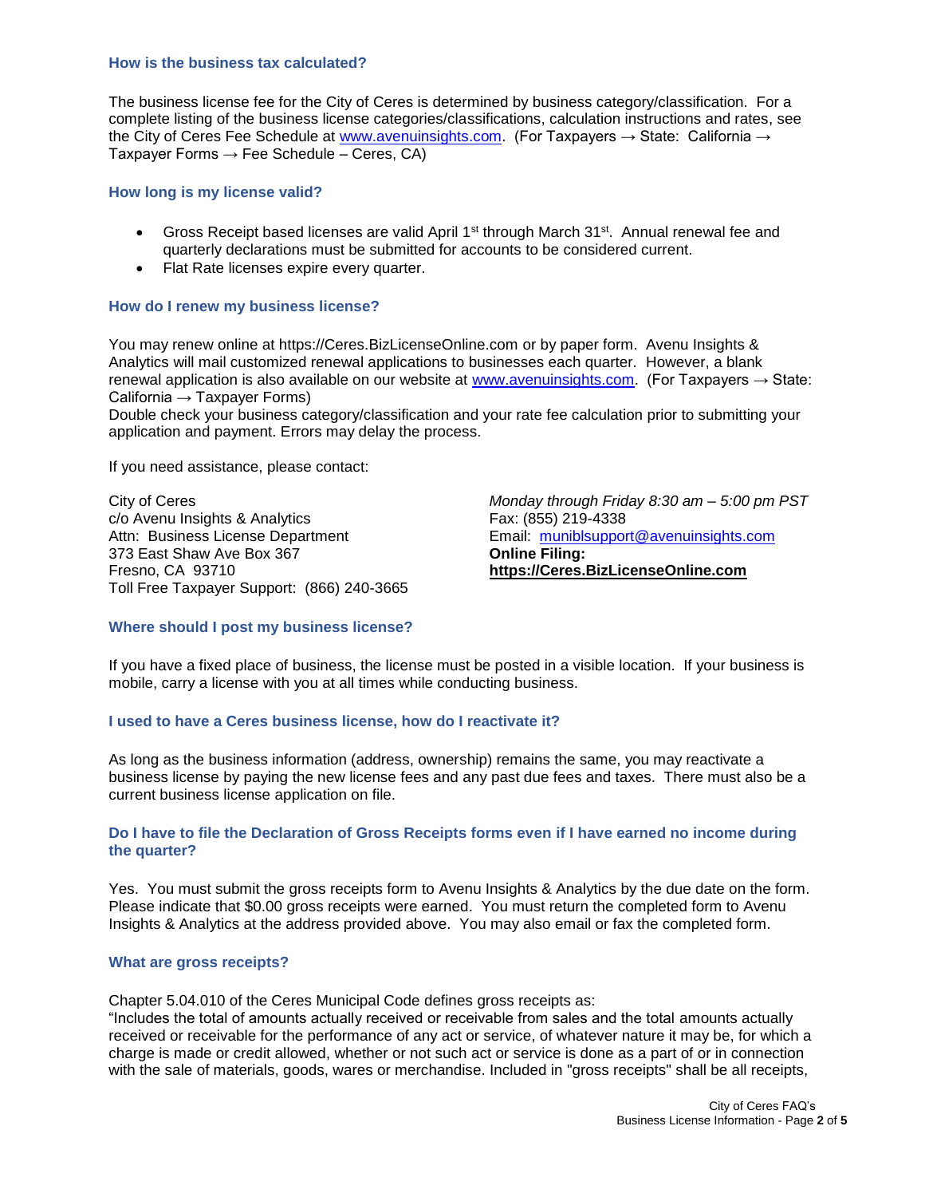### How is the business tax calculated?

The business license fee for the City of Ceres is determined by business category/classification. For a complete listing of the business license categories/classifications, calculation instructions and rates, see the City of Ceres Fee Schedule at www.avenuinsights.com. (For Taxpayers → State: California → Taxpayer Forms → Fee Schedule – Ceres, CA)

### How long is my license valid?

- Gross Receipt based licenses are valid April 1st through March 31st. Annual renewal fee and quarterly declarations must be submitted for accounts to be considered current.
- Flat Rate licenses expire every quarter.

### How do I renew my business license?

You may renew online at https://Ceres.BizLicenseOnline.com or by paper form. Avenu Insights & Analytics will mail customized renewal applications to businesses each quarter. However, a blank renewal application is also available on our website at www.avenuinsights.com. (For Taxpayers → State: California → Taxpayer Forms)
Double check your business category/classification and your rate fee calculation prior to submitting your application and payment. Errors may delay the process.

If you need assistance, please contact:

City of Ceres
c/o Avenu Insights & Analytics
Attn: Business License Department
373 East Shaw Ave Box 367
Fresno, CA 93710
Toll Free Taxpayer Support: (866) 240-3665

*Monday through Friday 8:30 am – 5:00 pm PST*
Fax: (855) 219-4338
Email: muniblsupport@avenuinsights.com
**Online Filing:**
**https://Ceres.BizLicenseOnline.com**

### Where should I post my business license?

If you have a fixed place of business, the license must be posted in a visible location. If your business is mobile, carry a license with you at all times while conducting business.

### I used to have a Ceres business license, how do I reactivate it?

As long as the business information (address, ownership) remains the same, you may reactivate a business license by paying the new license fees and any past due fees and taxes. There must also be a current business license application on file.

### Do I have to file the Declaration of Gross Receipts forms even if I have earned no income during the quarter?

Yes. You must submit the gross receipts form to Avenu Insights & Analytics by the due date on the form. Please indicate that $0.00 gross receipts were earned. You must return the completed form to Avenu Insights & Analytics at the address provided above. You may also email or fax the completed form.

### What are gross receipts?

Chapter 5.04.010 of the Ceres Municipal Code defines gross receipts as:
"Includes the total of amounts actually received or receivable from sales and the total amounts actually received or receivable for the performance of any act or service, of whatever nature it may be, for which a charge is made or credit allowed, whether or not such act or service is done as a part of or in connection with the sale of materials, goods, wares or merchandise. Included in "gross receipts" shall be all receipts,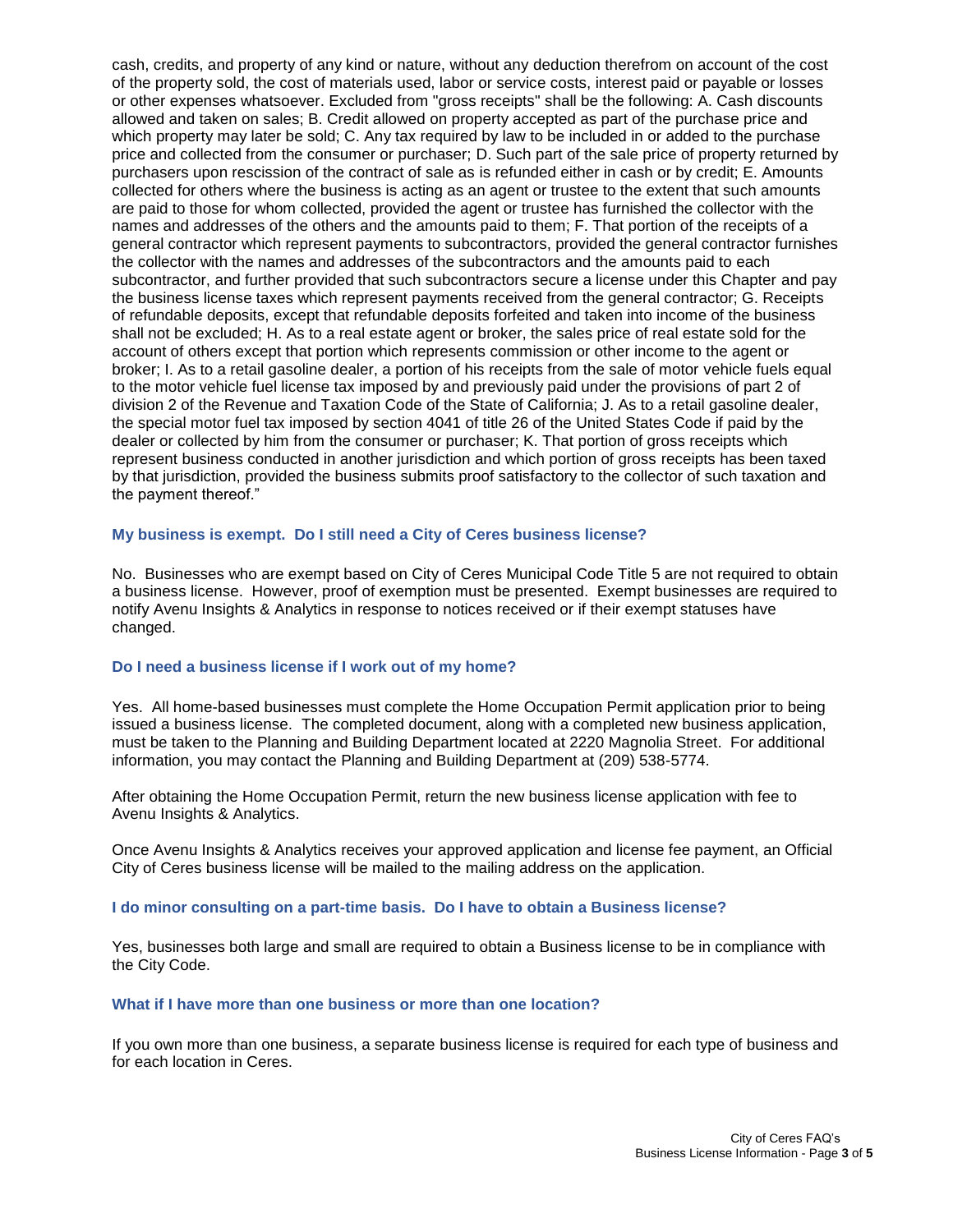cash, credits, and property of any kind or nature, without any deduction therefrom on account of the cost of the property sold, the cost of materials used, labor or service costs, interest paid or payable or losses or other expenses whatsoever. Excluded from "gross receipts" shall be the following: A. Cash discounts allowed and taken on sales; B. Credit allowed on property accepted as part of the purchase price and which property may later be sold; C. Any tax required by law to be included in or added to the purchase price and collected from the consumer or purchaser; D. Such part of the sale price of property returned by purchasers upon rescission of the contract of sale as is refunded either in cash or by credit; E. Amounts collected for others where the business is acting as an agent or trustee to the extent that such amounts are paid to those for whom collected, provided the agent or trustee has furnished the collector with the names and addresses of the others and the amounts paid to them; F. That portion of the receipts of a general contractor which represent payments to subcontractors, provided the general contractor furnishes the collector with the names and addresses of the subcontractors and the amounts paid to each subcontractor, and further provided that such subcontractors secure a license under this Chapter and pay the business license taxes which represent payments received from the general contractor; G. Receipts of refundable deposits, except that refundable deposits forfeited and taken into income of the business shall not be excluded; H. As to a real estate agent or broker, the sales price of real estate sold for the account of others except that portion which represents commission or other income to the agent or broker; I. As to a retail gasoline dealer, a portion of his receipts from the sale of motor vehicle fuels equal to the motor vehicle fuel license tax imposed by and previously paid under the provisions of part 2 of division 2 of the Revenue and Taxation Code of the State of California; J. As to a retail gasoline dealer, the special motor fuel tax imposed by section 4041 of title 26 of the United States Code if paid by the dealer or collected by him from the consumer or purchaser; K. That portion of gross receipts which represent business conducted in another jurisdiction and which portion of gross receipts has been taxed by that jurisdiction, provided the business submits proof satisfactory to the collector of such taxation and the payment thereof."

### My business is exempt. Do I still need a City of Ceres business license?

No. Businesses who are exempt based on City of Ceres Municipal Code Title 5 are not required to obtain a business license. However, proof of exemption must be presented. Exempt businesses are required to notify Avenu Insights & Analytics in response to notices received or if their exempt statuses have changed.

### Do I need a business license if I work out of my home?

Yes. All home-based businesses must complete the Home Occupation Permit application prior to being issued a business license. The completed document, along with a completed new business application, must be taken to the Planning and Building Department located at 2220 Magnolia Street. For additional information, you may contact the Planning and Building Department at (209) 538-5774.

After obtaining the Home Occupation Permit, return the new business license application with fee to Avenu Insights & Analytics.

Once Avenu Insights & Analytics receives your approved application and license fee payment, an Official City of Ceres business license will be mailed to the mailing address on the application.

### I do minor consulting on a part-time basis. Do I have to obtain a Business license?

Yes, businesses both large and small are required to obtain a Business license to be in compliance with the City Code.

### What if I have more than one business or more than one location?

If you own more than one business, a separate business license is required for each type of business and for each location in Ceres.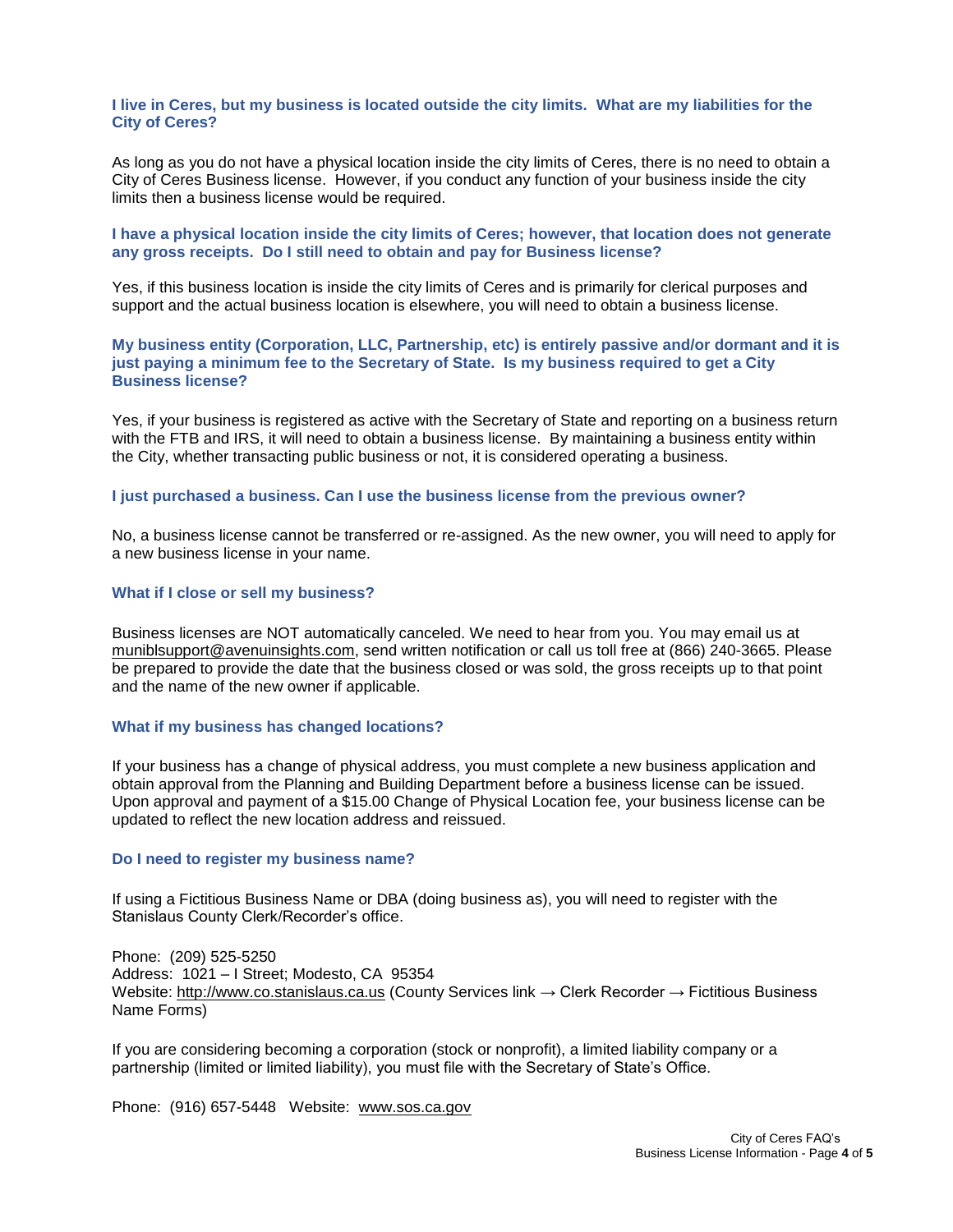### I live in Ceres, but my business is located outside the city limits. What are my liabilities for the City of Ceres?

As long as you do not have a physical location inside the city limits of Ceres, there is no need to obtain a City of Ceres Business license. However, if you conduct any function of your business inside the city limits then a business license would be required.

### I have a physical location inside the city limits of Ceres; however, that location does not generate any gross receipts. Do I still need to obtain and pay for Business license?

Yes, if this business location is inside the city limits of Ceres and is primarily for clerical purposes and support and the actual business location is elsewhere, you will need to obtain a business license.

### My business entity (Corporation, LLC, Partnership, etc) is entirely passive and/or dormant and it is just paying a minimum fee to the Secretary of State. Is my business required to get a City Business license?

Yes, if your business is registered as active with the Secretary of State and reporting on a business return with the FTB and IRS, it will need to obtain a business license. By maintaining a business entity within the City, whether transacting public business or not, it is considered operating a business.

### I just purchased a business. Can I use the business license from the previous owner?

No, a business license cannot be transferred or re-assigned. As the new owner, you will need to apply for a new business license in your name.

### What if I close or sell my business?

Business licenses are NOT automatically canceled. We need to hear from you. You may email us at muniblsupport@avenuinsights.com, send written notification or call us toll free at (866) 240-3665. Please be prepared to provide the date that the business closed or was sold, the gross receipts up to that point and the name of the new owner if applicable.

### What if my business has changed locations?

If your business has a change of physical address, you must complete a new business application and obtain approval from the Planning and Building Department before a business license can be issued. Upon approval and payment of a $15.00 Change of Physical Location fee, your business license can be updated to reflect the new location address and reissued.

### Do I need to register my business name?

If using a Fictitious Business Name or DBA (doing business as), you will need to register with the Stanislaus County Clerk/Recorder's office.

Phone: (209) 525-5250
Address: 1021 – I Street; Modesto, CA 95354
Website: http://www.co.stanislaus.ca.us (County Services link → Clerk Recorder → Fictitious Business Name Forms)

If you are considering becoming a corporation (stock or nonprofit), a limited liability company or a partnership (limited or limited liability), you must file with the Secretary of State's Office.

Phone: (916) 657-5448 Website: www.sos.ca.gov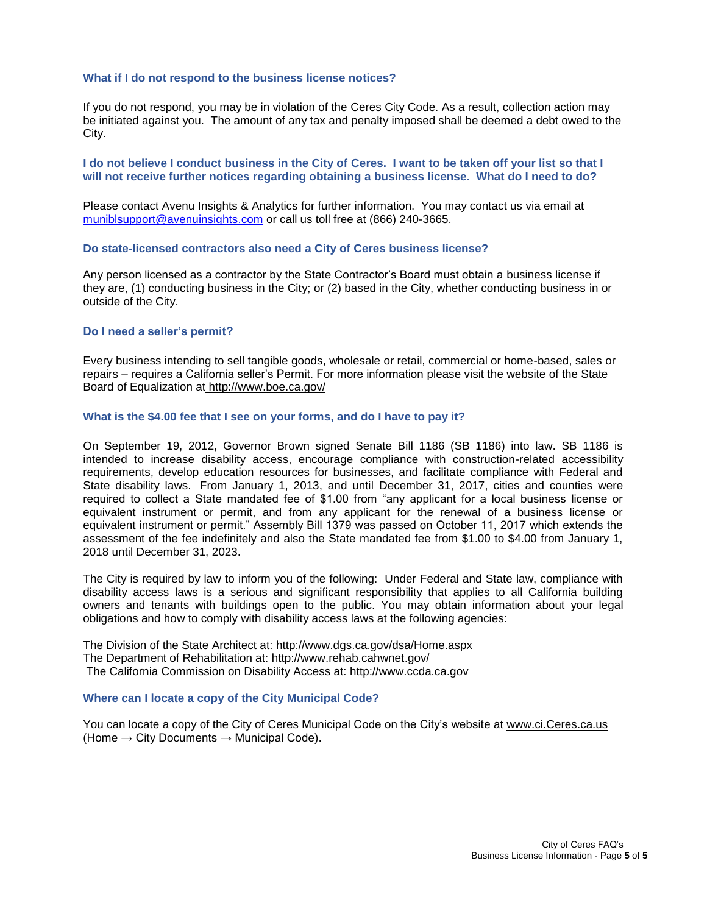### What if I do not respond to the business license notices?

If you do not respond, you may be in violation of the Ceres City Code. As a result, collection action may be initiated against you. The amount of any tax and penalty imposed shall be deemed a debt owed to the City.

### I do not believe I conduct business in the City of Ceres. I want to be taken off your list so that I will not receive further notices regarding obtaining a business license. What do I need to do?

Please contact Avenu Insights & Analytics for further information. You may contact us via email at muniblsupport@avenuinsights.com or call us toll free at (866) 240-3665.

### Do state-licensed contractors also need a City of Ceres business license?

Any person licensed as a contractor by the State Contractor's Board must obtain a business license if they are, (1) conducting business in the City; or (2) based in the City, whether conducting business in or outside of the City.

### Do I need a seller's permit?

Every business intending to sell tangible goods, wholesale or retail, commercial or home-based, sales or repairs – requires a California seller's Permit. For more information please visit the website of the State Board of Equalization at http://www.boe.ca.gov/

### What is the $4.00 fee that I see on your forms, and do I have to pay it?

On September 19, 2012, Governor Brown signed Senate Bill 1186 (SB 1186) into law. SB 1186 is intended to increase disability access, encourage compliance with construction-related accessibility requirements, develop education resources for businesses, and facilitate compliance with Federal and State disability laws. From January 1, 2013, and until December 31, 2017, cities and counties were required to collect a State mandated fee of $1.00 from "any applicant for a local business license or equivalent instrument or permit, and from any applicant for the renewal of a business license or equivalent instrument or permit." Assembly Bill 1379 was passed on October 11, 2017 which extends the assessment of the fee indefinitely and also the State mandated fee from $1.00 to $4.00 from January 1, 2018 until December 31, 2023.

The City is required by law to inform you of the following: Under Federal and State law, compliance with disability access laws is a serious and significant responsibility that applies to all California building owners and tenants with buildings open to the public. You may obtain information about your legal obligations and how to comply with disability access laws at the following agencies:

The Division of the State Architect at: http://www.dgs.ca.gov/dsa/Home.aspx
The Department of Rehabilitation at: http://www.rehab.cahwnet.gov/
The California Commission on Disability Access at: http://www.ccda.ca.gov

### Where can I locate a copy of the City Municipal Code?

You can locate a copy of the City of Ceres Municipal Code on the City's website at www.ci.Ceres.ca.us (Home → City Documents → Municipal Code).